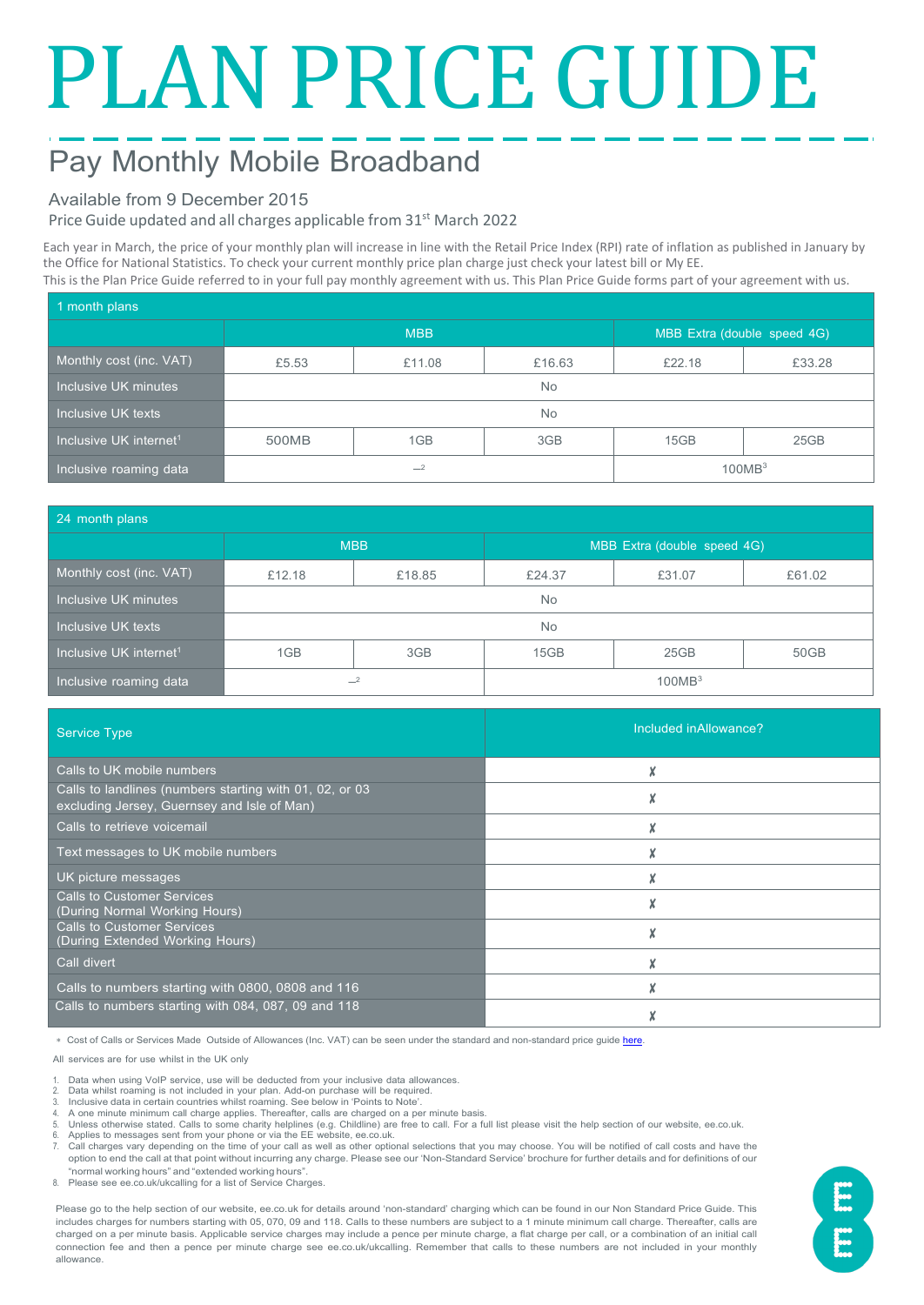# PLAN PRICE GUIDE

## Pay Monthly Mobile Broadband

Available from 9 December 2015

Price Guide updated and all charges applicable from 31st March 2022

Each year in March, the price of your monthly plan will increase in line with the Retail Price Index (RPI) rate of inflation as published in January by the Office for National Statistics. To check your current monthly price plan charge just check your latest bill or My EE.
This is the Plan Price Guide referred to in your full pay monthly agreement with us. This Plan Price Guide forms part of your agreement with us.

| 1 month plans | MBB | | | MBB Extra (double speed 4G) | |
|---|---|---|---|---|---|
| Monthly cost (inc. VAT) | £5.53 | £11.08 | £16.63 | £22.18 | £33.28 |
| Inclusive UK minutes | No | | | | |
| Inclusive UK texts | No | | | | |
| Inclusive UK internet[1] | 500MB | 1GB | 3GB | 15GB | 25GB |
| Inclusive roaming data | –[2] | | | 100MB[3] | |

| 24 month plans | MBB | | MBB Extra (double speed 4G) | | |
|---|---|---|---|---|---|
| Monthly cost (inc. VAT) | £12.18 | £18.85 | £24.37 | £31.07 | £61.02 |
| Inclusive UK minutes | No | | | | |
| Inclusive UK texts | No | | | | |
| Inclusive UK internet[1] | 1GB | 3GB | 15GB | 25GB | 50GB |
| Inclusive roaming data | –[2] | | 100MB[3] | | |

| Service Type | Included inAllowance? |
|---|---|
| Calls to UK mobile numbers | ✗ |
| Calls to landlines (numbers starting with 01, 02, or 03 excluding Jersey, Guernsey and Isle of Man) | ✗ |
| Calls to retrieve voicemail | ✗ |
| Text messages to UK mobile numbers | ✗ |
| UK picture messages | ✗ |
| Calls to Customer Services (During Normal Working Hours) | ✗ |
| Calls to Customer Services (During Extended Working Hours) | ✗ |
| Call divert | ✗ |
| Calls to numbers starting with 0800, 0808 and 116 | ✗ |
| Calls to numbers starting with 084, 087, 09 and 118 | ✗ |

* Cost of Calls or Services Made Outside of Allowances (Inc. VAT) can be seen under the standard and non-standard price guide here.

All services are for use whilst in the UK only

1. Data when using VoIP service, use will be deducted from your inclusive data allowances.
2. Data whilst roaming is not included in your plan. Add-on purchase will be required.
3. Inclusive data in certain countries whilst roaming. See below in 'Points to Note'.
4. A one minute minimum call charge applies. Thereafter, calls are charged on a per minute basis.
5. Unless otherwise stated. Calls to some charity helplines (e.g. Childline) are free to call. For a full list please visit the help section of our website, ee.co.uk.
6. Applies to messages sent from your phone or via the EE website, ee.co.uk.
7. Call charges vary depending on the time of your call as well as other optional selections that you may choose. You will be notified of call costs and have the option to end the call at that point without incurring any charge. Please see our 'Non-Standard Service' brochure for further details and for definitions of our "normal working hours" and "extended working hours".
8. Please see ee.co.uk/ukcalling for a list of Service Charges.

Please go to the help section of our website, ee.co.uk for details around 'non-standard' charging which can be found in our Non Standard Price Guide. This includes charges for numbers starting with 05, 070, 09 and 118. Calls to these numbers are subject to a 1 minute minimum call charge. Thereafter, calls are charged on a per minute basis. Applicable service charges may include a pence per minute charge, a flat charge per call, or a combination of an initial call connection fee and then a pence per minute charge see ee.co.uk/ukcalling. Remember that calls to these numbers are not included in your monthly allowance.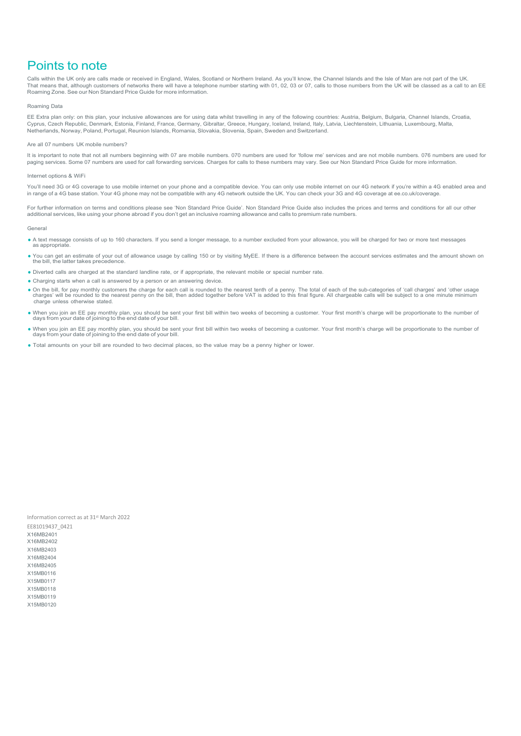# Points to note

Calls within the UK only are calls made or received in England, Wales, Scotland or Northern Ireland. As you'll know, the Channel Islands and the Isle of Man are not part of the UK. That means that, although customers of networks there will have a telephone number starting with 01, 02, 03 or 07, calls to those numbers from the UK will be classed as a call to an EE Roaming Zone. See our Non Standard Price Guide for more information.

Roaming Data

EE Extra plan only: on this plan, your inclusive allowances are for using data whilst travelling in any of the following countries: Austria, Belgium, Bulgaria, Channel Islands, Croatia, Cyprus, Czech Republic, Denmark, Estonia, Finland, France, Germany, Gibraltar, Greece, Hungary, Iceland, Ireland, Italy, Latvia, Liechtenstein, Lithuania, Luxembourg, Malta, Netherlands, Norway, Poland, Portugal, Reunion Islands, Romania, Slovakia, Slovenia, Spain, Sweden and Switzerland.

Are all 07 numbers UK mobile numbers?

It is important to note that not all numbers beginning with 07 are mobile numbers. 070 numbers are used for 'follow me' services and are not mobile numbers. 076 numbers are used for paging services. Some 07 numbers are used for call forwarding services. Charges for calls to these numbers may vary. See our Non Standard Price Guide for more information.

Internet options & WiFi

You'll need 3G or 4G coverage to use mobile internet on your phone and a compatible device. You can only use mobile internet on our 4G network if you're within a 4G enabled area and in range of a 4G base station. Your 4G phone may not be compatible with any 4G network outside the UK. You can check your 3G and 4G coverage at ee.co.uk/coverage.

For further information on terms and conditions please see 'Non Standard Price Guide'. Non Standard Price Guide also includes the prices and terms and conditions for all our other additional services, like using your phone abroad if you don't get an inclusive roaming allowance and calls to premium rate numbers.

General

- A text message consists of up to 160 characters. If you send a longer message, to a number excluded from your allowance, you will be charged for two or more text messages as appropriate.
- You can get an estimate of your out of allowance usage by calling 150 or by visiting MyEE. If there is a difference between the account services estimates and the amount shown on the bill, the latter takes precedence.
- Diverted calls are charged at the standard landline rate, or if appropriate, the relevant mobile or special number rate.
- Charging starts when a call is answered by a person or an answering device.
- On the bill, for pay monthly customers the charge for each call is rounded to the nearest tenth of a penny. The total of each of the sub-categories of 'call charges' and 'other usage charges' will be rounded to the nearest penny on the bill, then added together before VAT is added to this final figure. All chargeable calls will be subject to a one minute minimum charge unless otherwise stated.
- When you join an EE pay monthly plan, you should be sent your first bill within two weeks of becoming a customer. Your first month's charge will be proportionate to the number of days from your date of joining to the end date of your bill.
- When you join an EE pay monthly plan, you should be sent your first bill within two weeks of becoming a customer. Your first month's charge will be proportionate to the number of days from your date of joining to the end date of your bill.
- Total amounts on your bill are rounded to two decimal places, so the value may be a penny higher or lower.

Information correct as at 31st March 2022

EE81019437_0421

X16MB2401

X16MB2402

X16MB2403

X16MB2404

X16MB2405

X15MB0116

X15MB0117

X15MB0118

X15MB0119

X15MB0120